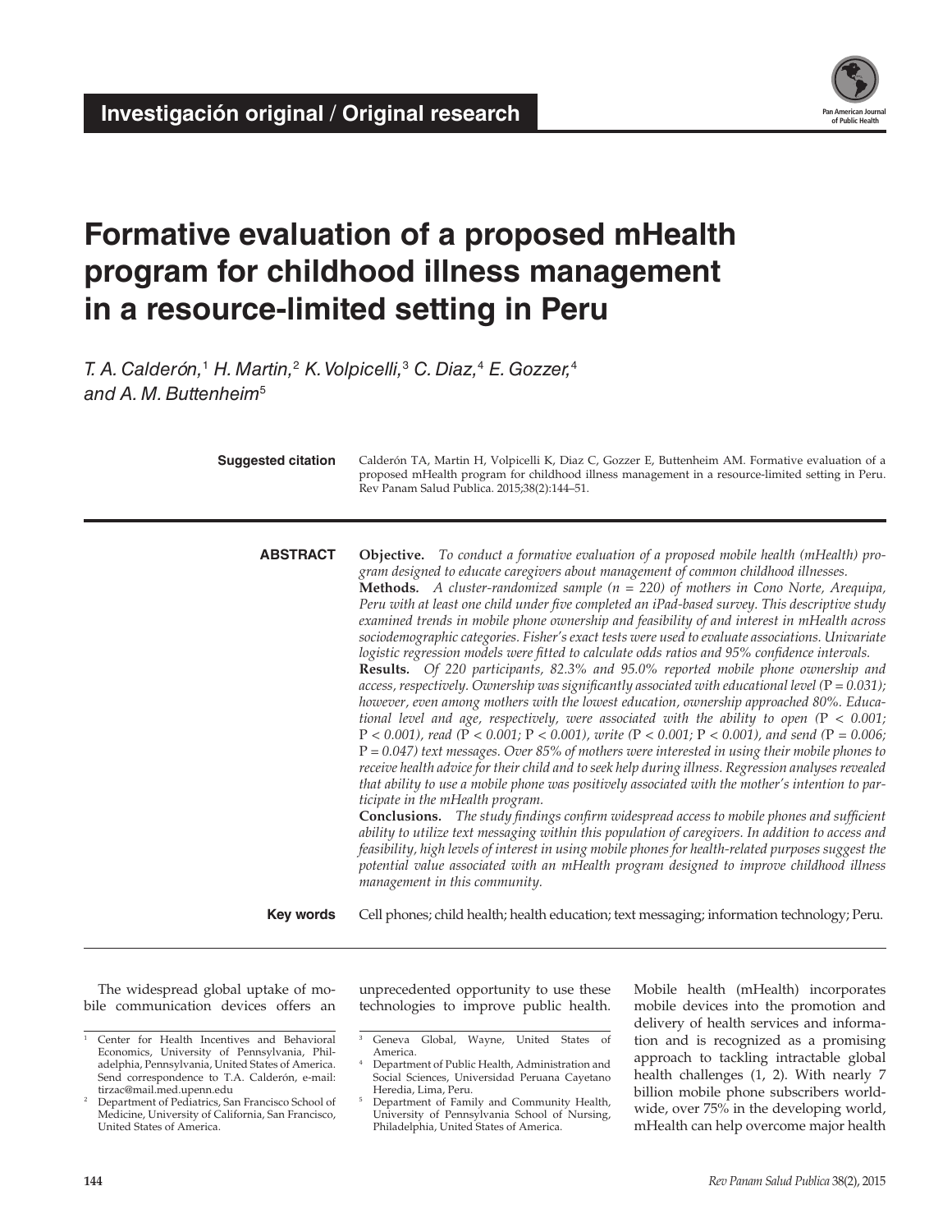Investigación original / Original research

# Formative evaluation of a proposed mHealth program for childhood illness management in a resource-limited setting in Peru

*T. A. Calderón,[1] H. Martin,[2] K. Volpicelli,[3] C. Diaz,[4] E. Gozzer,[4] and A. M. Buttenheim[5]*

**Suggested citation** Calderón TA, Martin H, Volpicelli K, Diaz C, Gozzer E, Buttenheim AM. Formative evaluation of a proposed mHealth program for childhood illness management in a resource-limited setting in Peru. Rev Panam Salud Publica. 2015;38(2):144–51.

**ABSTRACT**

**Objective.** *To conduct a formative evaluation of a proposed mobile health (mHealth) program designed to educate caregivers about management of common childhood illnesses.*

**Methods.** *A cluster-randomized sample (n = 220) of mothers in Cono Norte, Arequipa, Peru with at least one child under five completed an iPad-based survey. This descriptive study examined trends in mobile phone ownership and feasibility of and interest in mHealth across sociodemographic categories. Fisher's exact tests were used to evaluate associations. Univariate logistic regression models were fitted to calculate odds ratios and 95% confidence intervals.*

**Results.** *Of 220 participants, 82.3% and 95.0% reported mobile phone ownership and access, respectively. Ownership was significantly associated with educational level (P = 0.031); however, even among mothers with the lowest education, ownership approached 80%. Educational level and age, respectively, were associated with the ability to open (P < 0.001; P < 0.001), read (P < 0.001; P < 0.001), write (P < 0.001; P < 0.001), and send (P = 0.006; P = 0.047) text messages. Over 85% of mothers were interested in using their mobile phones to receive health advice for their child and to seek help during illness. Regression analyses revealed that ability to use a mobile phone was positively associated with the mother's intention to participate in the mHealth program.*

**Conclusions.** *The study findings confirm widespread access to mobile phones and sufficient ability to utilize text messaging within this population of caregivers. In addition to access and feasibility, high levels of interest in using mobile phones for health-related purposes suggest the potential value associated with an mHealth program designed to improve childhood illness management in this community.*

**Key words** Cell phones; child health; health education; text messaging; information technology; Peru.

The widespread global uptake of mobile communication devices offers an unprecedented opportunity to use these technologies to improve public health. Mobile health (mHealth) incorporates mobile devices into the promotion and delivery of health services and information and is recognized as a promising approach to tackling intractable global health challenges (1, 2). With nearly 7 billion mobile phone subscribers worldwide, over 75% in the developing world, mHealth can help overcome major health

[1] Center for Health Incentives and Behavioral Economics, University of Pennsylvania, Philadelphia, Pennsylvania, United States of America. Send correspondence to T.A. Calderón, e-mail: tirzac@mail.med.upenn.edu

[2] Department of Pediatrics, San Francisco School of Medicine, University of California, San Francisco, United States of America.

[3] Geneva Global, Wayne, United States of America.

[4] Department of Public Health, Administration and Social Sciences, Universidad Peruana Cayetano Heredia, Lima, Peru.

[5] Department of Family and Community Health, University of Pennsylvania School of Nursing, Philadelphia, United States of America.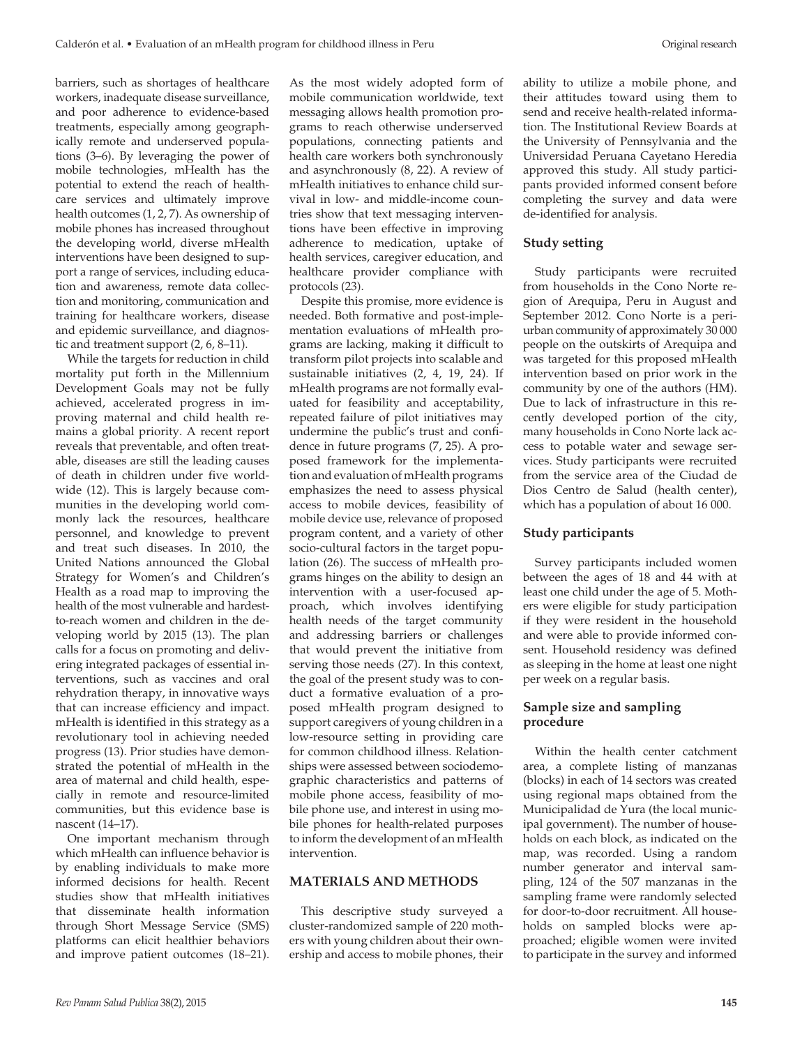barriers, such as shortages of healthcare workers, inadequate disease surveillance, and poor adherence to evidence-based treatments, especially among geographically remote and underserved populations (3–6). By leveraging the power of mobile technologies, mHealth has the potential to extend the reach of healthcare services and ultimately improve health outcomes (1, 2, 7). As ownership of mobile phones has increased throughout the developing world, diverse mHealth interventions have been designed to support a range of services, including education and awareness, remote data collection and monitoring, communication and training for healthcare workers, disease and epidemic surveillance, and diagnostic and treatment support (2, 6, 8–11).

While the targets for reduction in child mortality put forth in the Millennium Development Goals may not be fully achieved, accelerated progress in improving maternal and child health remains a global priority. A recent report reveals that preventable, and often treatable, diseases are still the leading causes of death in children under five worldwide (12). This is largely because communities in the developing world commonly lack the resources, healthcare personnel, and knowledge to prevent and treat such diseases. In 2010, the United Nations announced the Global Strategy for Women's and Children's Health as a road map to improving the health of the most vulnerable and hardest-to-reach women and children in the developing world by 2015 (13). The plan calls for a focus on promoting and delivering integrated packages of essential interventions, such as vaccines and oral rehydration therapy, in innovative ways that can increase efficiency and impact. mHealth is identified in this strategy as a revolutionary tool in achieving needed progress (13). Prior studies have demonstrated the potential of mHealth in the area of maternal and child health, especially in remote and resource-limited communities, but this evidence base is nascent (14–17).

One important mechanism through which mHealth can influence behavior is by enabling individuals to make more informed decisions for health. Recent studies show that mHealth initiatives that disseminate health information through Short Message Service (SMS) platforms can elicit healthier behaviors and improve patient outcomes (18–21). As the most widely adopted form of mobile communication worldwide, text messaging allows health promotion programs to reach otherwise underserved populations, connecting patients and health care workers both synchronously and asynchronously (8, 22). A review of mHealth initiatives to enhance child survival in low- and middle-income countries show that text messaging interventions have been effective in improving adherence to medication, uptake of health services, caregiver education, and healthcare provider compliance with protocols (23).

Despite this promise, more evidence is needed. Both formative and post-implementation evaluations of mHealth programs are lacking, making it difficult to transform pilot projects into scalable and sustainable initiatives (2, 4, 19, 24). If mHealth programs are not formally evaluated for feasibility and acceptability, repeated failure of pilot initiatives may undermine the public's trust and confidence in future programs (7, 25). A proposed framework for the implementation and evaluation of mHealth programs emphasizes the need to assess physical access to mobile devices, feasibility of mobile device use, relevance of proposed program content, and a variety of other socio-cultural factors in the target population (26). The success of mHealth programs hinges on the ability to design an intervention with a user-focused approach, which involves identifying health needs of the target community and addressing barriers or challenges that would prevent the initiative from serving those needs (27). In this context, the goal of the present study was to conduct a formative evaluation of a proposed mHealth program designed to support caregivers of young children in a low-resource setting in providing care for common childhood illness. Relationships were assessed between sociodemographic characteristics and patterns of mobile phone access, feasibility of mobile phone use, and interest in using mobile phones for health-related purposes to inform the development of an mHealth intervention.

## MATERIALS AND METHODS

This descriptive study surveyed a cluster-randomized sample of 220 mothers with young children about their ownership and access to mobile phones, their ability to utilize a mobile phone, and their attitudes toward using them to send and receive health-related information. The Institutional Review Boards at the University of Pennsylvania and the Universidad Peruana Cayetano Heredia approved this study. All study participants provided informed consent before completing the survey and data were de-identified for analysis.

### Study setting

Study participants were recruited from households in the Cono Norte region of Arequipa, Peru in August and September 2012. Cono Norte is a peri-urban community of approximately 30 000 people on the outskirts of Arequipa and was targeted for this proposed mHealth intervention based on prior work in the community by one of the authors (HM). Due to lack of infrastructure in this recently developed portion of the city, many households in Cono Norte lack access to potable water and sewage services. Study participants were recruited from the service area of the Ciudad de Dios Centro de Salud (health center), which has a population of about 16 000.

### Study participants

Survey participants included women between the ages of 18 and 44 with at least one child under the age of 5. Mothers were eligible for study participation if they were resident in the household and were able to provide informed consent. Household residency was defined as sleeping in the home at least one night per week on a regular basis.

### Sample size and sampling procedure

Within the health center catchment area, a complete listing of manzanas (blocks) in each of 14 sectors was created using regional maps obtained from the Municipalidad de Yura (the local municipal government). The number of households on each block, as indicated on the map, was recorded. Using a random number generator and interval sampling, 124 of the 507 manzanas in the sampling frame were randomly selected for door-to-door recruitment. All households on sampled blocks were approached; eligible women were invited to participate in the survey and informed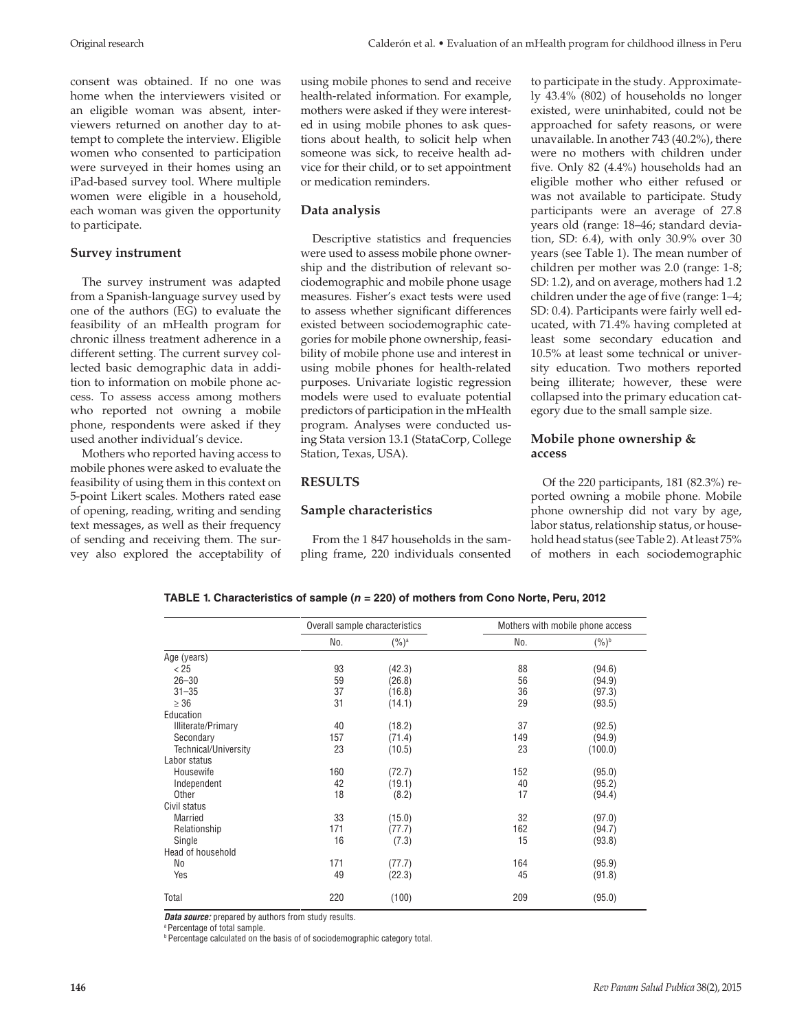consent was obtained. If no one was home when the interviewers visited or an eligible woman was absent, interviewers returned on another day to attempt to complete the interview. Eligible women who consented to participation were surveyed in their homes using an iPad-based survey tool. Where multiple women were eligible in a household, each woman was given the opportunity to participate.

### Survey instrument

The survey instrument was adapted from a Spanish-language survey used by one of the authors (EG) to evaluate the feasibility of an mHealth program for chronic illness treatment adherence in a different setting. The current survey collected basic demographic data in addition to information on mobile phone access. To assess access among mothers who reported not owning a mobile phone, respondents were asked if they used another individual's device.

Mothers who reported having access to mobile phones were asked to evaluate the feasibility of using them in this context on 5-point Likert scales. Mothers rated ease of opening, reading, writing and sending text messages, as well as their frequency of sending and receiving them. The survey also explored the acceptability of using mobile phones to send and receive health-related information. For example, mothers were asked if they were interested in using mobile phones to ask questions about health, to solicit help when someone was sick, to receive health advice for their child, or to set appointment or medication reminders.

### Data analysis

Descriptive statistics and frequencies were used to assess mobile phone ownership and the distribution of relevant sociodemographic and mobile phone usage measures. Fisher's exact tests were used to assess whether significant differences existed between sociodemographic categories for mobile phone ownership, feasibility of mobile phone use and interest in using mobile phones for health-related purposes. Univariate logistic regression models were used to evaluate potential predictors of participation in the mHealth program. Analyses were conducted using Stata version 13.1 (StataCorp, College Station, Texas, USA).

## RESULTS

### Sample characteristics

From the 1 847 households in the sampling frame, 220 individuals consented to participate in the study. Approximately 43.4% (802) of households no longer existed, were uninhabited, could not be approached for safety reasons, or were unavailable. In another 743 (40.2%), there were no mothers with children under five. Only 82 (4.4%) households had an eligible mother who either refused or was not available to participate. Study participants were an average of 27.8 years old (range: 18–46; standard deviation, SD: 6.4), with only 30.9% over 30 years (see Table 1). The mean number of children per mother was 2.0 (range: 1-8; SD: 1.2), and on average, mothers had 1.2 children under the age of five (range: 1–4; SD: 0.4). Participants were fairly well educated, with 71.4% having completed at least some secondary education and 10.5% at least some technical or university education. Two mothers reported being illiterate; however, these were collapsed into the primary education category due to the small sample size.

### Mobile phone ownership & access

Of the 220 participants, 181 (82.3%) reported owning a mobile phone. Mobile phone ownership did not vary by age, labor status, relationship status, or household head status (see Table 2). At least 75% of mothers in each sociodemographic

**TABLE 1. Characteristics of sample (*n* = 220) of mothers from Cono Norte, Peru, 2012**

| | Overall sample characteristics | | Mothers with mobile phone access | |
|---|---|---|---|---|
| | No. | (%)[a] | No. | (%)[b] |
| Age (years) | | | | |
| < 25 | 93 | (42.3) | 88 | (94.6) |
| 26–30 | 59 | (26.8) | 56 | (94.9) |
| 31–35 | 37 | (16.8) | 36 | (97.3) |
| ≥ 36 | 31 | (14.1) | 29 | (93.5) |
| Education | | | | |
| Illiterate/Primary | 40 | (18.2) | 37 | (92.5) |
| Secondary | 157 | (71.4) | 149 | (94.9) |
| Technical/University | 23 | (10.5) | 23 | (100.0) |
| Labor status | | | | |
| Housewife | 160 | (72.7) | 152 | (95.0) |
| Independent | 42 | (19.1) | 40 | (95.2) |
| Other | 18 | (8.2) | 17 | (94.4) |
| Civil status | | | | |
| Married | 33 | (15.0) | 32 | (97.0) |
| Relationship | 171 | (77.7) | 162 | (94.7) |
| Single | 16 | (7.3) | 15 | (93.8) |
| Head of household | | | | |
| No | 171 | (77.7) | 164 | (95.9) |
| Yes | 49 | (22.3) | 45 | (91.8) |
| Total | 220 | (100) | 209 | (95.0) |

***Data source:*** prepared by authors from study results.
[a] Percentage of total sample.
[b] Percentage calculated on the basis of of sociodemographic category total.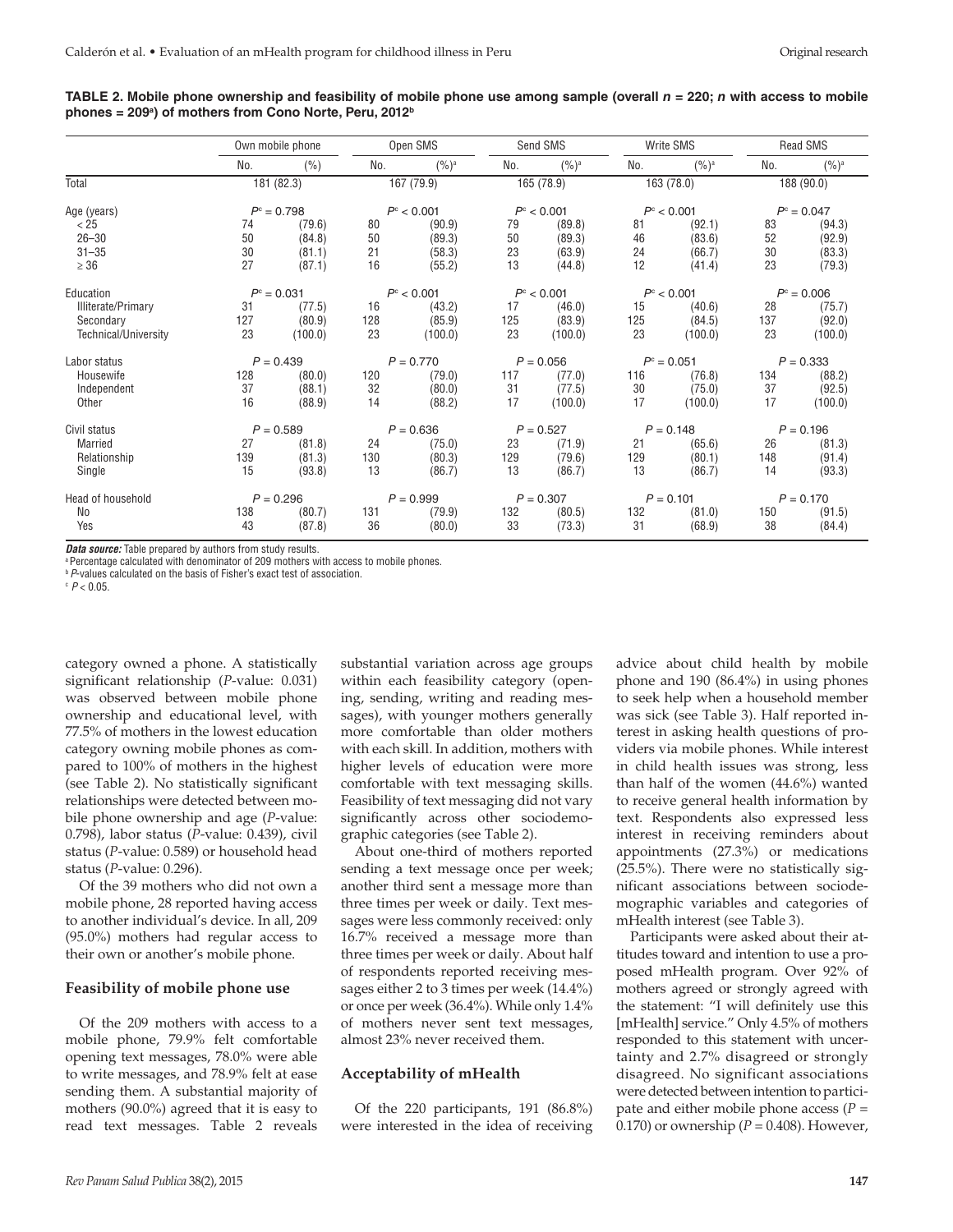**TABLE 2. Mobile phone ownership and feasibility of mobile phone use among sample (overall $n$ = 220; $n$ with access to mobile phones = 209[a]) of mothers from Cono Norte, Peru, 2012[b]**

| | Own mobile phone | | Open SMS | | Send SMS | | Write SMS | | Read SMS | |
|---|---|---|---|---|---|---|---|---|---|---|
| | No. | (%) | No. | (%)[a] | No. | (%)[a] | No. | (%)[a] | No. | (%)[a] |
| Total | 181 (82.3) | | 167 (79.9) | | 165 (78.9) | | 163 (78.0) | | 188 (90.0) | |
| Age (years) | $P^c = 0.798$ | | $P^c < 0.001$ | | $P^c < 0.001$ | | $P^c < 0.001$ | | $P^c = 0.047$ | |
| < 25 | 74 | (79.6) | 80 | (90.9) | 79 | (89.8) | 81 | (92.1) | 83 | (94.3) |
| 26–30 | 50 | (84.8) | 50 | (89.3) | 50 | (89.3) | 46 | (83.6) | 52 | (92.9) |
| 31–35 | 30 | (81.1) | 21 | (58.3) | 23 | (63.9) | 24 | (66.7) | 30 | (83.3) |
| ≥ 36 | 27 | (87.1) | 16 | (55.2) | 13 | (44.8) | 12 | (41.4) | 23 | (79.3) |
| Education | $P^c = 0.031$ | | $P^c < 0.001$ | | $P^c < 0.001$ | | $P^c < 0.001$ | | $P^c = 0.006$ | |
| Illiterate/Primary | 31 | (77.5) | 16 | (43.2) | 17 | (46.0) | 15 | (40.6) | 28 | (75.7) |
| Secondary | 127 | (80.9) | 128 | (85.9) | 125 | (83.9) | 125 | (84.5) | 137 | (92.0) |
| Technical/University | 23 | (100.0) | 23 | (100.0) | 23 | (100.0) | 23 | (100.0) | 23 | (100.0) |
| Labor status | $P = 0.439$ | | $P = 0.770$ | | $P = 0.056$ | | $P^c = 0.051$ | | $P = 0.333$ | |
| Housewife | 128 | (80.0) | 120 | (79.0) | 117 | (77.0) | 116 | (76.8) | 134 | (88.2) |
| Independent | 37 | (88.1) | 32 | (80.0) | 31 | (77.5) | 30 | (75.0) | 37 | (92.5) |
| Other | 16 | (88.9) | 14 | (88.2) | 17 | (100.0) | 17 | (100.0) | 17 | (100.0) |
| Civil status | $P = 0.589$ | | $P = 0.636$ | | $P = 0.527$ | | $P = 0.148$ | | $P = 0.196$ | |
| Married | 27 | (81.8) | 24 | (75.0) | 23 | (71.9) | 21 | (65.6) | 26 | (81.3) |
| Relationship | 139 | (81.3) | 130 | (80.3) | 129 | (79.6) | 129 | (80.1) | 148 | (91.4) |
| Single | 15 | (93.8) | 13 | (86.7) | 13 | (86.7) | 13 | (86.7) | 14 | (93.3) |
| Head of household | $P = 0.296$ | | $P = 0.999$ | | $P = 0.307$ | | $P = 0.101$ | | $P = 0.170$ | |
| No | 138 | (80.7) | 131 | (79.9) | 132 | (80.5) | 132 | (81.0) | 150 | (91.5) |
| Yes | 43 | (87.8) | 36 | (80.0) | 33 | (73.3) | 31 | (68.9) | 38 | (84.4) |

***Data source:*** Table prepared by authors from study results.
[a] Percentage calculated with denominator of 209 mothers with access to mobile phones.
[b] $P$-values calculated on the basis of Fisher's exact test of association.
[c] $P < 0.05$.

category owned a phone. A statistically significant relationship ($P$-value: 0.031) was observed between mobile phone ownership and educational level, with 77.5% of mothers in the lowest education category owning mobile phones as compared to 100% of mothers in the highest (see Table 2). No statistically significant relationships were detected between mobile phone ownership and age ($P$-value: 0.798), labor status ($P$-value: 0.439), civil status ($P$-value: 0.589) or household head status ($P$-value: 0.296).

Of the 39 mothers who did not own a mobile phone, 28 reported having access to another individual's device. In all, 209 (95.0%) mothers had regular access to their own or another's mobile phone.

### Feasibility of mobile phone use

Of the 209 mothers with access to a mobile phone, 79.9% felt comfortable opening text messages, 78.0% were able to write messages, and 78.9% felt at ease sending them. A substantial majority of mothers (90.0%) agreed that it is easy to read text messages. Table 2 reveals substantial variation across age groups within each feasibility category (opening, sending, writing and reading messages), with younger mothers generally more comfortable than older mothers with each skill. In addition, mothers with higher levels of education were more comfortable with text messaging skills. Feasibility of text messaging did not vary significantly across other sociodemographic categories (see Table 2).

About one-third of mothers reported sending a text message once per week; another third sent a message more than three times per week or daily. Text messages were less commonly received: only 16.7% received a message more than three times per week or daily. About half of respondents reported receiving messages either 2 to 3 times per week (14.4%) or once per week (36.4%). While only 1.4% of mothers never sent text messages, almost 23% never received them.

### Acceptability of mHealth

Of the 220 participants, 191 (86.8%) were interested in the idea of receiving advice about child health by mobile phone and 190 (86.4%) in using phones to seek help when a household member was sick (see Table 3). Half reported interest in asking health questions of providers via mobile phones. While interest in child health issues was strong, less than half of the women (44.6%) wanted to receive general health information by text. Respondents also expressed less interest in receiving reminders about appointments (27.3%) or medications (25.5%). There were no statistically significant associations between sociodemographic variables and categories of mHealth interest (see Table 3).

Participants were asked about their attitudes toward and intention to use a proposed mHealth program. Over 92% of mothers agreed or strongly agreed with the statement: "I will definitely use this [mHealth] service." Only 4.5% of mothers responded to this statement with uncertainty and 2.7% disagreed or strongly disagreed. No significant associations were detected between intention to participate and either mobile phone access ($P$ = 0.170) or ownership ($P$ = 0.408). However,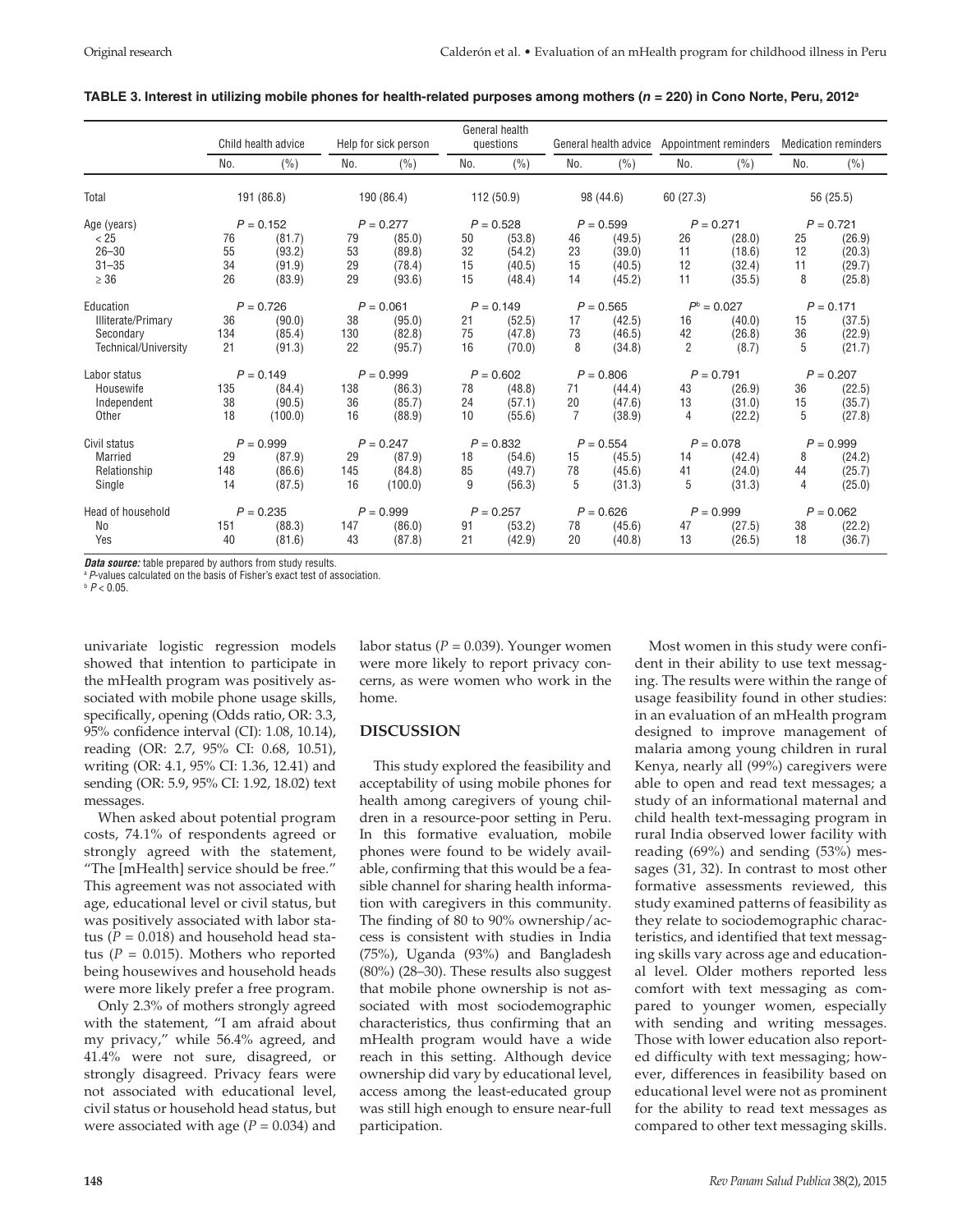**TABLE 3. Interest in utilizing mobile phones for health-related purposes among mothers ($n$ = 220) in Cono Norte, Peru, 2012[a]**

| | Child health advice | | Help for sick person | | General health questions | | General health advice | | Appointment reminders | | Medication reminders | |
|---|---|---|---|---|---|---|---|---|---|---|---|---|
| | No. | (%) | No. | (%) | No. | (%) | No. | (%) | No. | (%) | No. | (%) |
| Total | 191 (86.8) | | 190 (86.4) | | 112 (50.9) | | 98 (44.6) | | 60 (27.3) | | 56 (25.5) | |
| Age (years) | $P$ = 0.152 | | $P$ = 0.277 | | $P$ = 0.528 | | $P$ = 0.599 | | $P$ = 0.271 | | $P$ = 0.721 | |
| < 25 | 76 | (81.7) | 79 | (85.0) | 50 | (53.8) | 46 | (49.5) | 26 | (28.0) | 25 | (26.9) |
| 26–30 | 55 | (93.2) | 53 | (89.8) | 32 | (54.2) | 23 | (39.0) | 11 | (18.6) | 12 | (20.3) |
| 31–35 | 34 | (91.9) | 29 | (78.4) | 15 | (40.5) | 15 | (40.5) | 12 | (32.4) | 11 | (29.7) |
| ≥ 36 | 26 | (83.9) | 29 | (93.6) | 15 | (48.4) | 14 | (45.2) | 11 | (35.5) | 8 | (25.8) |
| Education | $P$ = 0.726 | | $P$ = 0.061 | | $P$ = 0.149 | | $P$ = 0.565 | | $P$[b] = 0.027 | | $P$ = 0.171 | |
| Illiterate/Primary | 36 | (90.0) | 38 | (95.0) | 21 | (52.5) | 17 | (42.5) | 16 | (40.0) | 15 | (37.5) |
| Secondary | 134 | (85.4) | 130 | (82.8) | 75 | (47.8) | 73 | (46.5) | 42 | (26.8) | 36 | (22.9) |
| Technical/University | 21 | (91.3) | 22 | (95.7) | 16 | (70.0) | 8 | (34.8) | 2 | (8.7) | 5 | (21.7) |
| Labor status | $P$ = 0.149 | | $P$ = 0.999 | | $P$ = 0.602 | | $P$ = 0.806 | | $P$ = 0.791 | | $P$ = 0.207 | |
| Housewife | 135 | (84.4) | 138 | (86.3) | 78 | (48.8) | 71 | (44.4) | 43 | (26.9) | 36 | (22.5) |
| Independent | 38 | (90.5) | 36 | (85.7) | 24 | (57.1) | 20 | (47.6) | 13 | (31.0) | 15 | (35.7) |
| Other | 18 | (100.0) | 16 | (88.9) | 10 | (55.6) | 7 | (38.9) | 4 | (22.2) | 5 | (27.8) |
| Civil status | $P$ = 0.999 | | $P$ = 0.247 | | $P$ = 0.832 | | $P$ = 0.554 | | $P$ = 0.078 | | $P$ = 0.999 | |
| Married | 29 | (87.9) | 29 | (87.9) | 18 | (54.6) | 15 | (45.5) | 14 | (42.4) | 8 | (24.2) |
| Relationship | 148 | (86.6) | 145 | (84.8) | 85 | (49.7) | 78 | (45.6) | 41 | (24.0) | 44 | (25.7) |
| Single | 14 | (87.5) | 16 | (100.0) | 9 | (56.3) | 5 | (31.3) | 5 | (31.3) | 4 | (25.0) |
| Head of household | $P$ = 0.235 | | $P$ = 0.999 | | $P$ = 0.257 | | $P$ = 0.626 | | $P$ = 0.999 | | $P$ = 0.062 | |
| No | 151 | (88.3) | 147 | (86.0) | 91 | (53.2) | 78 | (45.6) | 47 | (27.5) | 38 | (22.2) |
| Yes | 40 | (81.6) | 43 | (87.8) | 21 | (42.9) | 20 | (40.8) | 13 | (26.5) | 18 | (36.7) |

***Data source:*** table prepared by authors from study results.
[a] $P$-values calculated on the basis of Fisher's exact test of association.
[b] $P < 0.05$.

univariate logistic regression models showed that intention to participate in the mHealth program was positively associated with mobile phone usage skills, specifically, opening (Odds ratio, OR: 3.3, 95% confidence interval (CI): 1.08, 10.14), reading (OR: 2.7, 95% CI: 0.68, 10.51), writing (OR: 4.1, 95% CI: 1.36, 12.41) and sending (OR: 5.9, 95% CI: 1.92, 18.02) text messages.

When asked about potential program costs, 74.1% of respondents agreed or strongly agreed with the statement, "The [mHealth] service should be free." This agreement was not associated with age, educational level or civil status, but was positively associated with labor status ($P$ = 0.018) and household head status ($P$ = 0.015). Mothers who reported being housewives and household heads were more likely prefer a free program.

Only 2.3% of mothers strongly agreed with the statement, "I am afraid about my privacy," while 56.4% agreed, and 41.4% were not sure, disagreed, or strongly disagreed. Privacy fears were not associated with educational level, civil status or household head status, but were associated with age ($P$ = 0.034) and labor status ($P$ = 0.039). Younger women were more likely to report privacy concerns, as were women who work in the home.

## DISCUSSION

This study explored the feasibility and acceptability of using mobile phones for health among caregivers of young children in a resource-poor setting in Peru. In this formative evaluation, mobile phones were found to be widely available, confirming that this would be a feasible channel for sharing health information with caregivers in this community. The finding of 80 to 90% ownership/access is consistent with studies in India (75%), Uganda (93%) and Bangladesh (80%) (28–30). These results also suggest that mobile phone ownership is not associated with most sociodemographic characteristics, thus confirming that an mHealth program would have a wide reach in this setting. Although device ownership did vary by educational level, access among the least-educated group was still high enough to ensure near-full participation.

Most women in this study were confident in their ability to use text messaging. The results were within the range of usage feasibility found in other studies: in an evaluation of an mHealth program designed to improve management of malaria among young children in rural Kenya, nearly all (99%) caregivers were able to open and read text messages; a study of an informational maternal and child health text-messaging program in rural India observed lower facility with reading (69%) and sending (53%) messages (31, 32). In contrast to most other formative assessments reviewed, this study examined patterns of feasibility as they relate to sociodemographic characteristics, and identified that text messaging skills vary across age and educational level. Older mothers reported less comfort with text messaging as compared to younger women, especially with sending and writing messages. Those with lower education also reported difficulty with text messaging; however, differences in feasibility based on educational level were not as prominent for the ability to read text messages as compared to other text messaging skills.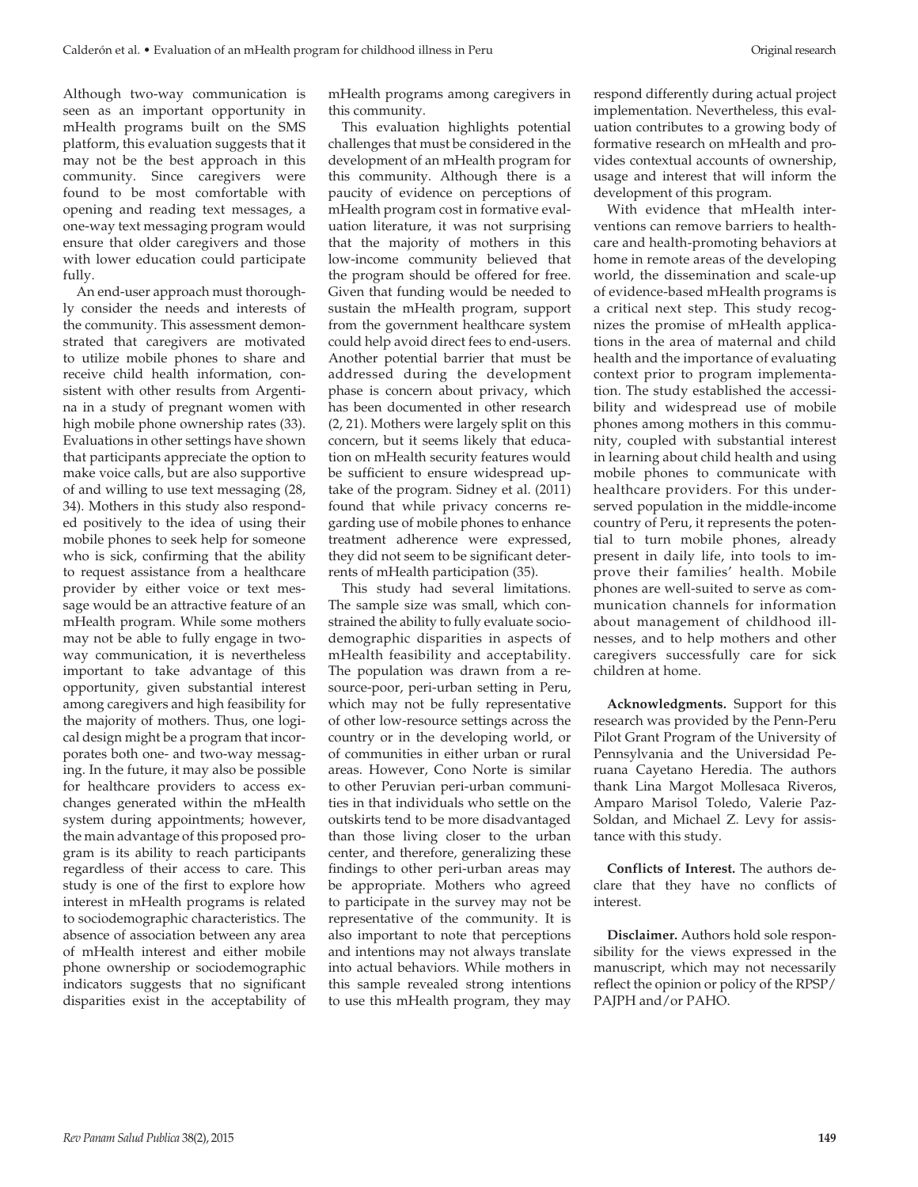Although two-way communication is seen as an important opportunity in mHealth programs built on the SMS platform, this evaluation suggests that it may not be the best approach in this community. Since caregivers were found to be most comfortable with opening and reading text messages, a one-way text messaging program would ensure that older caregivers and those with lower education could participate fully.

An end-user approach must thoroughly consider the needs and interests of the community. This assessment demonstrated that caregivers are motivated to utilize mobile phones to share and receive child health information, consistent with other results from Argentina in a study of pregnant women with high mobile phone ownership rates (33). Evaluations in other settings have shown that participants appreciate the option to make voice calls, but are also supportive of and willing to use text messaging (28, 34). Mothers in this study also responded positively to the idea of using their mobile phones to seek help for someone who is sick, confirming that the ability to request assistance from a healthcare provider by either voice or text message would be an attractive feature of an mHealth program. While some mothers may not be able to fully engage in two-way communication, it is nevertheless important to take advantage of this opportunity, given substantial interest among caregivers and high feasibility for the majority of mothers. Thus, one logical design might be a program that incorporates both one- and two-way messaging. In the future, it may also be possible for healthcare providers to access exchanges generated within the mHealth system during appointments; however, the main advantage of this proposed program is its ability to reach participants regardless of their access to care. This study is one of the first to explore how interest in mHealth programs is related to sociodemographic characteristics. The absence of association between any area of mHealth interest and either mobile phone ownership or sociodemographic indicators suggests that no significant disparities exist in the acceptability of mHealth programs among caregivers in this community.

This evaluation highlights potential challenges that must be considered in the development of an mHealth program for this community. Although there is a paucity of evidence on perceptions of mHealth program cost in formative evaluation literature, it was not surprising that the majority of mothers in this low-income community believed that the program should be offered for free. Given that funding would be needed to sustain the mHealth program, support from the government healthcare system could help avoid direct fees to end-users. Another potential barrier that must be addressed during the development phase is concern about privacy, which has been documented in other research (2, 21). Mothers were largely split on this concern, but it seems likely that education on mHealth security features would be sufficient to ensure widespread uptake of the program. Sidney et al. (2011) found that while privacy concerns regarding use of mobile phones to enhance treatment adherence were expressed, they did not seem to be significant deterrents of mHealth participation (35).

This study had several limitations. The sample size was small, which constrained the ability to fully evaluate sociodemographic disparities in aspects of mHealth feasibility and acceptability. The population was drawn from a resource-poor, peri-urban setting in Peru, which may not be fully representative of other low-resource settings across the country or in the developing world, or of communities in either urban or rural areas. However, Cono Norte is similar to other Peruvian peri-urban communities in that individuals who settle on the outskirts tend to be more disadvantaged than those living closer to the urban center, and therefore, generalizing these findings to other peri-urban areas may be appropriate. Mothers who agreed to participate in the survey may not be representative of the community. It is also important to note that perceptions and intentions may not always translate into actual behaviors. While mothers in this sample revealed strong intentions to use this mHealth program, they may respond differently during actual project implementation. Nevertheless, this evaluation contributes to a growing body of formative research on mHealth and provides contextual accounts of ownership, usage and interest that will inform the development of this program.

With evidence that mHealth interventions can remove barriers to healthcare and health-promoting behaviors at home in remote areas of the developing world, the dissemination and scale-up of evidence-based mHealth programs is a critical next step. This study recognizes the promise of mHealth applications in the area of maternal and child health and the importance of evaluating context prior to program implementation. The study established the accessibility and widespread use of mobile phones among mothers in this community, coupled with substantial interest in learning about child health and using mobile phones to communicate with healthcare providers. For this underserved population in the middle-income country of Peru, it represents the potential to turn mobile phones, already present in daily life, into tools to improve their families' health. Mobile phones are well-suited to serve as communication channels for information about management of childhood illnesses, and to help mothers and other caregivers successfully care for sick children at home.

**Acknowledgments.** Support for this research was provided by the Penn-Peru Pilot Grant Program of the University of Pennsylvania and the Universidad Peruana Cayetano Heredia. The authors thank Lina Margot Mollesaca Riveros, Amparo Marisol Toledo, Valerie Paz-Soldan, and Michael Z. Levy for assistance with this study.

**Conflicts of Interest.** The authors declare that they have no conflicts of interest.

**Disclaimer.** Authors hold sole responsibility for the views expressed in the manuscript, which may not necessarily reflect the opinion or policy of the RPSP/PAJPH and/or PAHO.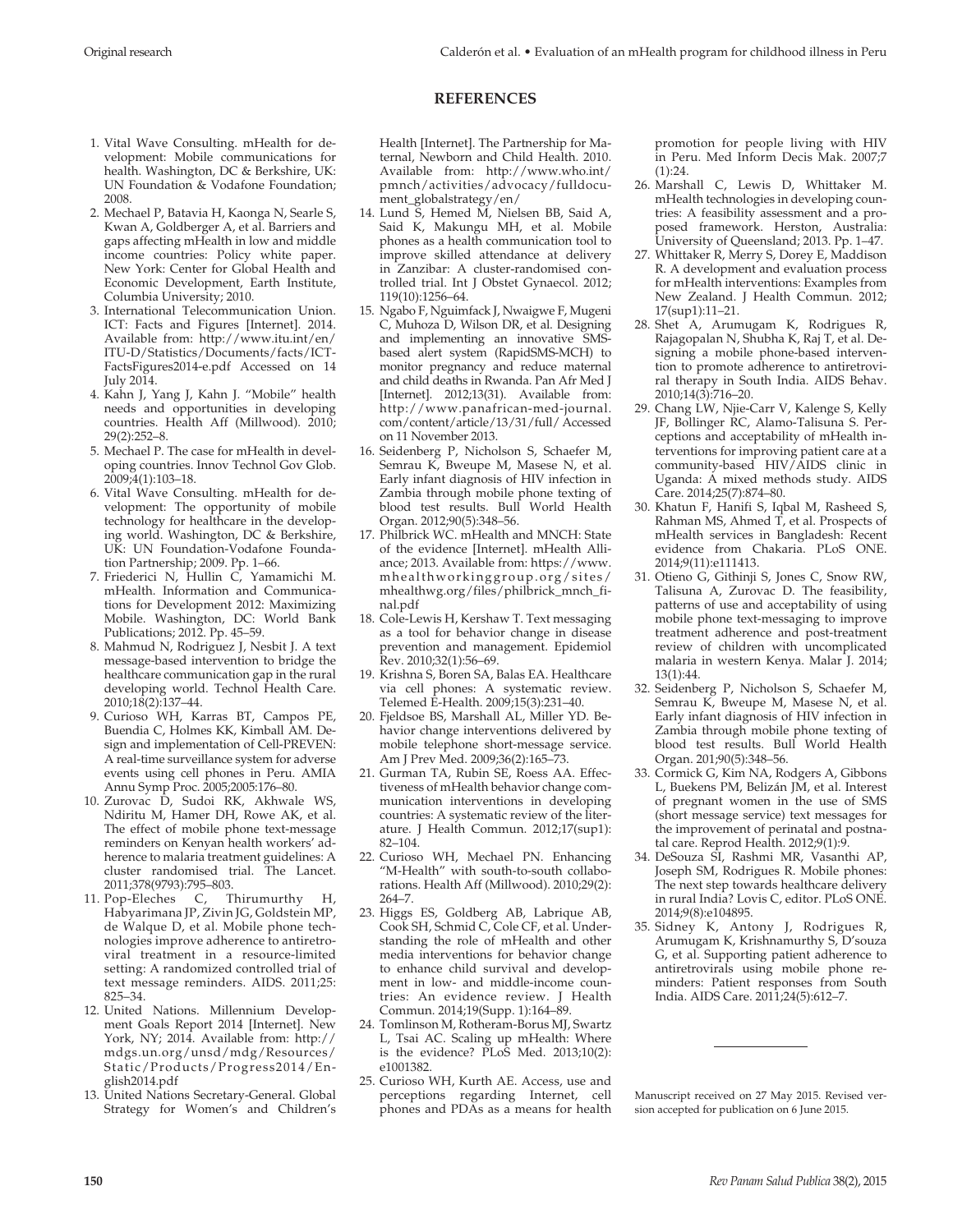## REFERENCES

1. Vital Wave Consulting. mHealth for development: Mobile communications for health. Washington, DC & Berkshire, UK: UN Foundation & Vodafone Foundation; 2008.
2. Mechael P, Batavia H, Kaonga N, Searle S, Kwan A, Goldberger A, et al. Barriers and gaps affecting mHealth in low and middle income countries: Policy white paper. New York: Center for Global Health and Economic Development, Earth Institute, Columbia University; 2010.
3. International Telecommunication Union. ICT: Facts and Figures [Internet]. 2014. Available from: http://www.itu.int/en/ITU-D/Statistics/Documents/facts/ICT-FactsFigures2014-e.pdf Accessed on 14 July 2014.
4. Kahn J, Yang J, Kahn J. "Mobile" health needs and opportunities in developing countries. Health Aff (Millwood). 2010; 29(2):252–8.
5. Mechael P. The case for mHealth in developing countries. Innov Technol Gov Glob. 2009;4(1):103–18.
6. Vital Wave Consulting. mHealth for development: The opportunity of mobile technology for healthcare in the developing world. Washington, DC & Berkshire, UK: UN Foundation-Vodafone Foundation Partnership; 2009. Pp. 1–66.
7. Friederici N, Hullin C, Yamamichi M. mHealth. Information and Communications for Development 2012: Maximizing Mobile. Washington, DC: World Bank Publications; 2012. Pp. 45–59.
8. Mahmud N, Rodriguez J, Nesbit J. A text message-based intervention to bridge the healthcare communication gap in the rural developing world. Technol Health Care. 2010;18(2):137–44.
9. Curioso WH, Karras BT, Campos PE, Buendia C, Holmes KK, Kimball AM. Design and implementation of Cell-PREVEN: A real-time surveillance system for adverse events using cell phones in Peru. AMIA Annu Symp Proc. 2005;2005:176–80.
10. Zurovac D, Sudoi RK, Akhwale WS, Ndiritu M, Hamer DH, Rowe AK, et al. The effect of mobile phone text-message reminders on Kenyan health workers' adherence to malaria treatment guidelines: A cluster randomised trial. The Lancet. 2011;378(9793):795–803.
11. Pop-Eleches C, Thirumurthy H, Habyarimana JP, Zivin JG, Goldstein MP, de Walque D, et al. Mobile phone technologies improve adherence to antiretroviral treatment in a resource-limited setting: A randomized controlled trial of text message reminders. AIDS. 2011;25: 825–34.
12. United Nations. Millennium Development Goals Report 2014 [Internet]. New York, NY; 2014. Available from: http://mdgs.un.org/unsd/mdg/Resources/Static/Products/Progress2014/English2014.pdf
13. United Nations Secretary-General. Global Strategy for Women's and Children's Health [Internet]. The Partnership for Maternal, Newborn and Child Health. 2010. Available from: http://www.who.int/pmnch/activities/advocacy/fulldocument_globalstrategy/en/
14. Lund S, Hemed M, Nielsen BB, Said A, Said K, Makungu MH, et al. Mobile phones as a health communication tool to improve skilled attendance at delivery in Zanzibar: A cluster-randomised controlled trial. Int J Obstet Gynaecol. 2012; 119(10):1256–64.
15. Ngabo F, Nguimfack J, Nwaigwe F, Mugeni C, Muhoza D, Wilson DR, et al. Designing and implementing an innovative SMS-based alert system (RapidSMS-MCH) to monitor pregnancy and reduce maternal and child deaths in Rwanda. Pan Afr Med J [Internet]. 2012;13(31). Available from: http://www.panafrican-med-journal.com/content/article/13/31/full/ Accessed on 11 November 2013.
16. Seidenberg P, Nicholson S, Schaefer M, Semrau K, Bweupe M, Masese N, et al. Early infant diagnosis of HIV infection in Zambia through mobile phone texting of blood test results. Bull World Health Organ. 2012;90(5):348–56.
17. Philbrick WC. mHealth and MNCH: State of the evidence [Internet]. mHealth Alliance; 2013. Available from: https://www.mhealthworkinggroup.org/sites/mhealthwg.org/files/philbrick_mnch_final.pdf
18. Cole-Lewis H, Kershaw T. Text messaging as a tool for behavior change in disease prevention and management. Epidemiol Rev. 2010;32(1):56–69.
19. Krishna S, Boren SA, Balas EA. Healthcare via cell phones: A systematic review. Telemed E-Health. 2009;15(3):231–40.
20. Fjeldsoe BS, Marshall AL, Miller YD. Behavior change interventions delivered by mobile telephone short-message service. Am J Prev Med. 2009;36(2):165–73.
21. Gurman TA, Rubin SE, Roess AA. Effectiveness of mHealth behavior change communication interventions in developing countries: A systematic review of the literature. J Health Commun. 2012;17(sup1): 82–104.
22. Curioso WH, Mechael PN. Enhancing "M-Health" with south-to-south collaborations. Health Aff (Millwood). 2010;29(2): 264–7.
23. Higgs ES, Goldberg AB, Labrique AB, Cook SH, Schmid C, Cole CF, et al. Understanding the role of mHealth and other media interventions for behavior change to enhance child survival and development in low- and middle-income countries: An evidence review. J Health Commun. 2014;19(Supp. 1):164–89.
24. Tomlinson M, Rotheram-Borus MJ, Swartz L, Tsai AC. Scaling up mHealth: Where is the evidence? PLoS Med. 2013;10(2): e1001382.
25. Curioso WH, Kurth AE. Access, use and perceptions regarding Internet, cell phones and PDAs as a means for health promotion for people living with HIV in Peru. Med Inform Decis Mak. 2007;7 (1):24.
26. Marshall C, Lewis D, Whittaker M. mHealth technologies in developing countries: A feasibility assessment and a proposed framework. Herston, Australia: University of Queensland; 2013. Pp. 1–47.
27. Whittaker R, Merry S, Dorey E, Maddison R. A development and evaluation process for mHealth interventions: Examples from New Zealand. J Health Commun. 2012; 17(sup1):11–21.
28. Shet A, Arumugam K, Rodrigues R, Rajagopalan N, Shubha K, Raj T, et al. Designing a mobile phone-based intervention to promote adherence to antiretroviral therapy in South India. AIDS Behav. 2010;14(3):716–20.
29. Chang LW, Njie-Carr V, Kalenge S, Kelly JF, Bollinger RC, Alamo-Talisuna S. Perceptions and acceptability of mHealth interventions for improving patient care at a community-based HIV/AIDS clinic in Uganda: A mixed methods study. AIDS Care. 2014;25(7):874–80.
30. Khatun F, Hanifi S, Iqbal M, Rasheed S, Rahman MS, Ahmed T, et al. Prospects of mHealth services in Bangladesh: Recent evidence from Chakaria. PLoS ONE. 2014;9(11):e111413.
31. Otieno G, Githinji S, Jones C, Snow RW, Talisuna A, Zurovac D. The feasibility, patterns of use and acceptability of using mobile phone text-messaging to improve treatment adherence and post-treatment review of children with uncomplicated malaria in western Kenya. Malar J. 2014; 13(1):44.
32. Seidenberg P, Nicholson S, Schaefer M, Semrau K, Bweupe M, Masese N, et al. Early infant diagnosis of HIV infection in Zambia through mobile phone texting of blood test results. Bull World Health Organ. 201;90(5):348–56.
33. Cormick G, Kim NA, Rodgers A, Gibbons L, Buekens PM, Belizán JM, et al. Interest of pregnant women in the use of SMS (short message service) text messages for the improvement of perinatal and postnatal care. Reprod Health. 2012;9(1):9.
34. DeSouza SI, Rashmi MR, Vasanthi AP, Joseph SM, Rodrigues R. Mobile phones: The next step towards healthcare delivery in rural India? Lovis C, editor. PLoS ONE. 2014;9(8):e104895.
35. Sidney K, Antony J, Rodrigues R, Arumugam K, Krishnamurthy S, D'souza G, et al. Supporting patient adherence to antiretrovirals using mobile phone reminders: Patient responses from South India. AIDS Care. 2011;24(5):612–7.

---

Manuscript received on 27 May 2015. Revised version accepted for publication on 6 June 2015.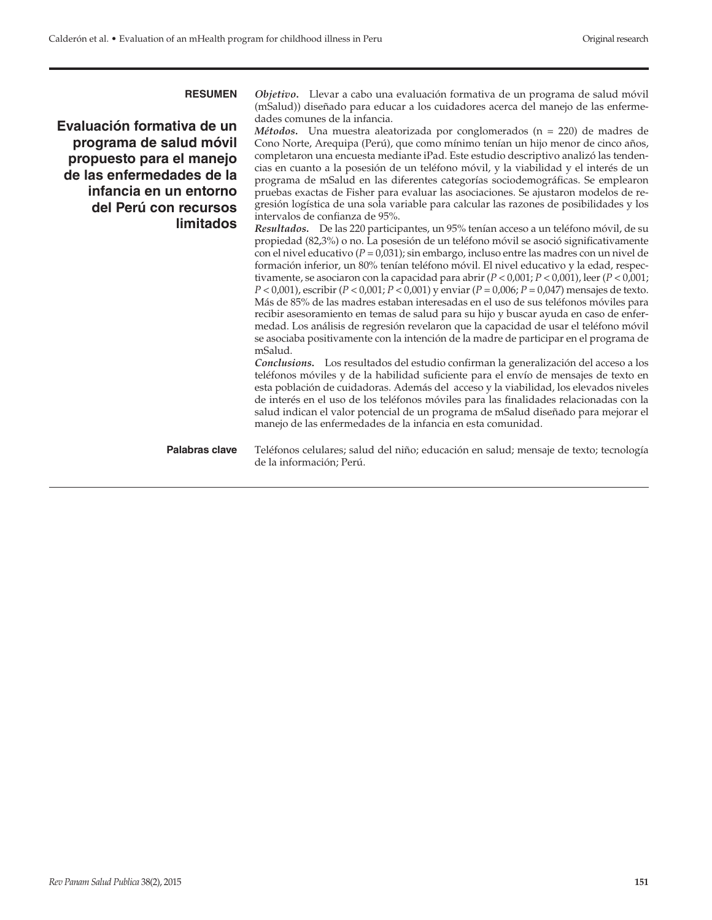## RESUMEN

### Evaluación formativa de un programa de salud móvil propuesto para el manejo de las enfermedades de la infancia en un entorno del Perú con recursos limitados

***Objetivo.*** Llevar a cabo una evaluación formativa de un programa de salud móvil (mSalud)) diseñado para educar a los cuidadores acerca del manejo de las enfermedades comunes de la infancia.

***Métodos.*** Una muestra aleatorizada por conglomerados (n = 220) de madres de Cono Norte, Arequipa (Perú), que como mínimo tenían un hijo menor de cinco años, completaron una encuesta mediante iPad. Este estudio descriptivo analizó las tendencias en cuanto a la posesión de un teléfono móvil, y la viabilidad y el interés de un programa de mSalud en las diferentes categorías sociodemográficas. Se emplearon pruebas exactas de Fisher para evaluar las asociaciones. Se ajustaron modelos de regresión logística de una sola variable para calcular las razones de posibilidades y los intervalos de confianza de 95%.

***Resultados.*** De las 220 participantes, un 95% tenían acceso a un teléfono móvil, de su propiedad (82,3%) o no. La posesión de un teléfono móvil se asoció significativamente con el nivel educativo ($P = 0{,}031$); sin embargo, incluso entre las madres con un nivel de formación inferior, un 80% tenían teléfono móvil. El nivel educativo y la edad, respectivamente, se asociaron con la capacidad para abrir ($P < 0{,}001$; $P < 0{,}001$), leer ($P < 0{,}001$; $P < 0{,}001$), escribir ($P < 0{,}001$; $P < 0{,}001$) y enviar ($P = 0{,}006$; $P = 0{,}047$) mensajes de texto. Más de 85% de las madres estaban interesadas en el uso de sus teléfonos móviles para recibir asesoramiento en temas de salud para su hijo y buscar ayuda en caso de enfermedad. Los análisis de regresión revelaron que la capacidad de usar el teléfono móvil se asociaba positivamente con la intención de la madre de participar en el programa de mSalud.

***Conclusions.*** Los resultados del estudio confirman la generalización del acceso a los teléfonos móviles y de la habilidad suficiente para el envío de mensajes de texto en esta población de cuidadoras. Además del acceso y la viabilidad, los elevados niveles de interés en el uso de los teléfonos móviles para las finalidades relacionadas con la salud indican el valor potencial de un programa de mSalud diseñado para mejorar el manejo de las enfermedades de la infancia en esta comunidad.

**Palabras clave** Teléfonos celulares; salud del niño; educación en salud; mensaje de texto; tecnología de la información; Perú.